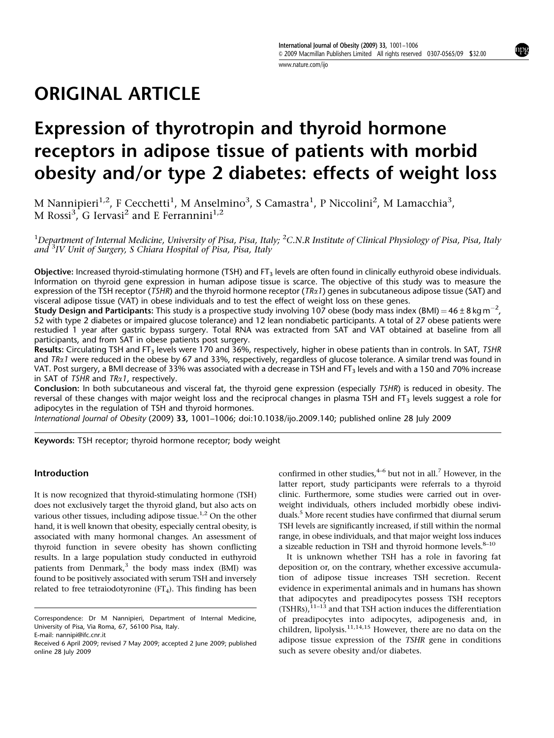ORIGINAL ARTICLE

# Expression of thyrotropin and thyroid hormone receptors in adipose tissue of patients with morbid obesity and/or type 2 diabetes: effects of weight loss

M Nannipieri[1,2], F Cecchetti[1], M Anselmino[3], S Camastra[1], P Niccolini[2], M Lamacchia[3], M Rossi[3], G Iervasi[2] and E Ferrannini[1,2]

[1]Department of Internal Medicine, University of Pisa, Pisa, Italy; [2]C.N.R Institute of Clinical Physiology of Pisa, Pisa, Italy and [3]IV Unit of Surgery, S Chiara Hospital of Pisa, Pisa, Italy

**Objective:** Increased thyroid-stimulating hormone (TSH) and $FT_3$ levels are often found in clinically euthyroid obese individuals. Information on thyroid gene expression in human adipose tissue is scarce. The objective of this study was to measure the expression of the TSH receptor (*TSHR*) and the thyroid hormone receptor (*TRα1*) genes in subcutaneous adipose tissue (SAT) and visceral adipose tissue (VAT) in obese individuals and to test the effect of weight loss on these genes.

**Study Design and Participants:** This study is a prospective study involving 107 obese (body mass index (BMI) $= 46 \pm 8\,kg\,m^{-2}$, 52 with type 2 diabetes or impaired glucose tolerance) and 12 lean nondiabetic participants. A total of 27 obese patients were restudied 1 year after gastric bypass surgery. Total RNA was extracted from SAT and VAT obtained at baseline from all participants, and from SAT in obese patients post surgery.

**Results:** Circulating TSH and $FT_3$ levels were 170 and 36%, respectively, higher in obese patients than in controls. In SAT, *TSHR* and *TRα1* were reduced in the obese by 67 and 33%, respectively, regardless of glucose tolerance. A similar trend was found in VAT. Post surgery, a BMI decrease of 33% was associated with a decrease in TSH and $FT_3$ levels and with a 150 and 70% increase in SAT of *TSHR* and *TRα1*, respectively.

**Conclusion:** In both subcutaneous and visceral fat, the thyroid gene expression (especially *TSHR*) is reduced in obesity. The reversal of these changes with major weight loss and the reciprocal changes in plasma TSH and $FT_3$ levels suggest a role for adipocytes in the regulation of TSH and thyroid hormones.

*International Journal of Obesity* (2009) **33**, 1001–1006; doi:10.1038/ijo.2009.140; published online 28 July 2009

**Keywords:** TSH receptor; thyroid hormone receptor; body weight

## Introduction

It is now recognized that thyroid-stimulating hormone (TSH) does not exclusively target the thyroid gland, but also acts on various other tissues, including adipose tissue.[1,2] On the other hand, it is well known that obesity, especially central obesity, is associated with many hormonal changes. An assessment of thyroid function in severe obesity has shown conflicting results. In a large population study conducted in euthyroid patients from Denmark,[3] the body mass index (BMI) was found to be positively associated with serum TSH and inversely related to free tetraiodotyronine ($FT_4$). This finding has been confirmed in other studies,[4–6] but not in all.[7] However, in the latter report, study participants were referrals to a thyroid clinic. Furthermore, some studies were carried out in overweight individuals, others included morbidly obese individuals.[5] More recent studies have confirmed that diurnal serum TSH levels are significantly increased, if still within the normal range, in obese individuals, and that major weight loss induces a sizeable reduction in TSH and thyroid hormone levels.[8–10]

It is unknown whether TSH has a role in favoring fat deposition or, on the contrary, whether excessive accumulation of adipose tissue increases TSH secretion. Recent evidence in experimental animals and in humans has shown that adipocytes and preadipocytes possess TSH receptors (TSHRs),[11–13] and that TSH action induces the differentiation of preadipocytes into adipocytes, adipogenesis and, in children, lipolysis.[11,14,15] However, there are no data on the adipose tissue expression of the *TSHR* gene in conditions such as severe obesity and/or diabetes.

Correspondence: Dr M Nannipieri, Department of Internal Medicine, University of Pisa, Via Roma, 67, 56100 Pisa, Italy.
E-mail: nannipi@ifc.cnr.it

Received 6 April 2009; revised 7 May 2009; accepted 2 June 2009; published online 28 July 2009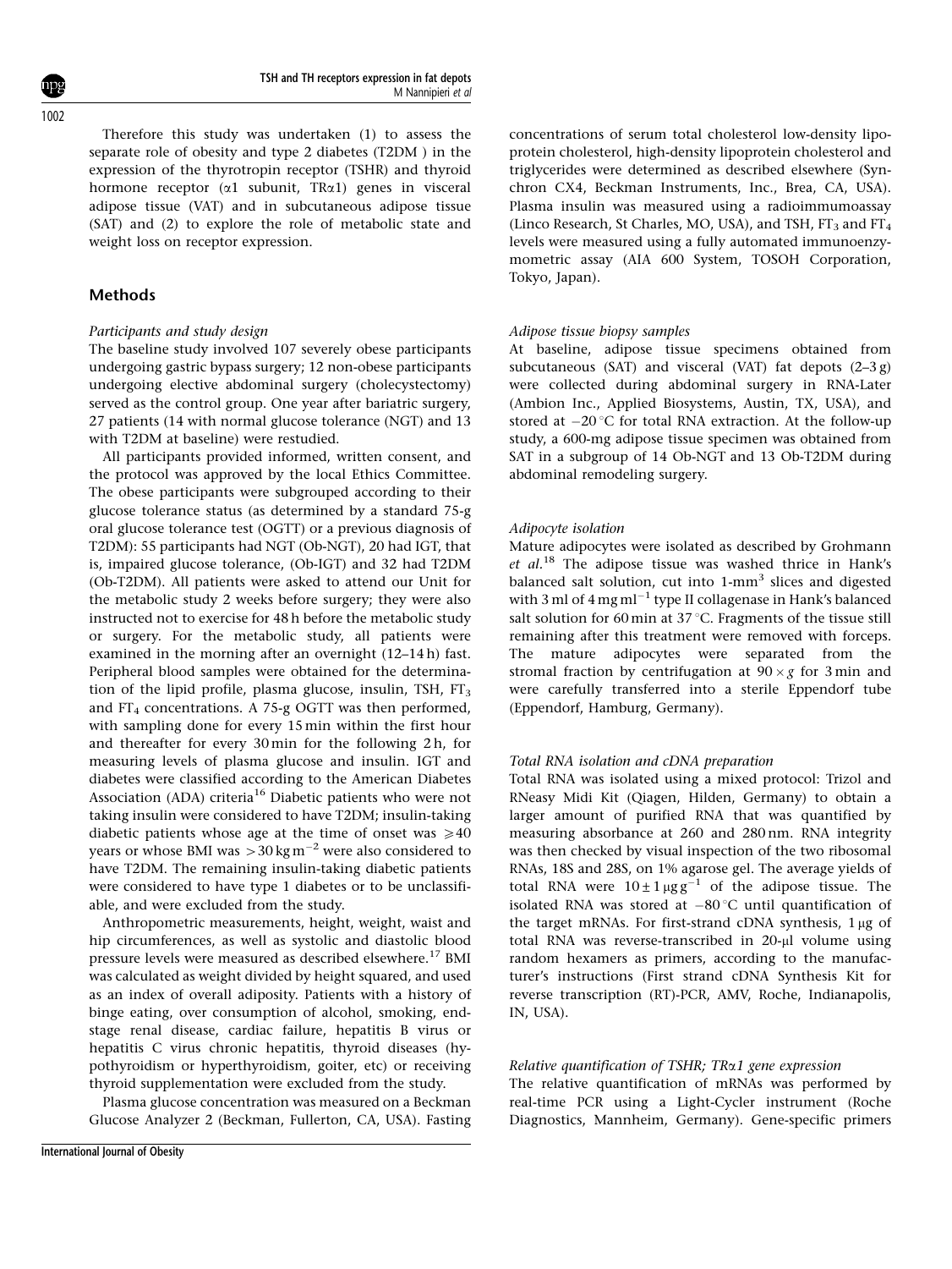Therefore this study was undertaken (1) to assess the separate role of obesity and type 2 diabetes (T2DM ) in the expression of the thyrotropin receptor (TSHR) and thyroid hormone receptor (α1 subunit, TRα1) genes in visceral adipose tissue (VAT) and in subcutaneous adipose tissue (SAT) and (2) to explore the role of metabolic state and weight loss on receptor expression.

## Methods

### *Participants and study design*

The baseline study involved 107 severely obese participants undergoing gastric bypass surgery; 12 non-obese participants undergoing elective abdominal surgery (cholecystectomy) served as the control group. One year after bariatric surgery, 27 patients (14 with normal glucose tolerance (NGT) and 13 with T2DM at baseline) were restudied.

All participants provided informed, written consent, and the protocol was approved by the local Ethics Committee. The obese participants were subgrouped according to their glucose tolerance status (as determined by a standard 75-g oral glucose tolerance test (OGTT) or a previous diagnosis of T2DM): 55 participants had NGT (Ob-NGT), 20 had IGT, that is, impaired glucose tolerance, (Ob-IGT) and 32 had T2DM (Ob-T2DM). All patients were asked to attend our Unit for the metabolic study 2 weeks before surgery; they were also instructed not to exercise for 48 h before the metabolic study or surgery. For the metabolic study, all patients were examined in the morning after an overnight (12–14 h) fast. Peripheral blood samples were obtained for the determination of the lipid profile, plasma glucose, insulin, TSH, $FT_3$ and $FT_4$ concentrations. A 75-g OGTT was then performed, with sampling done for every 15 min within the first hour and thereafter for every 30 min for the following 2 h, for measuring levels of plasma glucose and insulin. IGT and diabetes were classified according to the American Diabetes Association (ADA) criteria[16] Diabetic patients who were not taking insulin were considered to have T2DM; insulin-taking diabetic patients whose age at the time of onset was ⩾40 years or whose BMI was $>30\,kg\,m^{-2}$ were also considered to have T2DM. The remaining insulin-taking diabetic patients were considered to have type 1 diabetes or to be unclassifiable, and were excluded from the study.

Anthropometric measurements, height, weight, waist and hip circumferences, as well as systolic and diastolic blood pressure levels were measured as described elsewhere.[17] BMI was calculated as weight divided by height squared, and used as an index of overall adiposity. Patients with a history of binge eating, over consumption of alcohol, smoking, end-stage renal disease, cardiac failure, hepatitis B virus or hepatitis C virus chronic hepatitis, thyroid diseases (hypothyroidism or hyperthyroidism, goiter, etc) or receiving thyroid supplementation were excluded from the study.

Plasma glucose concentration was measured on a Beckman Glucose Analyzer 2 (Beckman, Fullerton, CA, USA). Fasting concentrations of serum total cholesterol low-density lipoprotein cholesterol, high-density lipoprotein cholesterol and triglycerides were determined as described elsewhere (Synchron CX4, Beckman Instruments, Inc., Brea, CA, USA). Plasma insulin was measured using a radioimmumoassay (Linco Research, St Charles, MO, USA), and TSH, $FT_3$ and $FT_4$ levels were measured using a fully automated immunoenzymometric assay (AIA 600 System, TOSOH Corporation, Tokyo, Japan).

### *Adipose tissue biopsy samples*

At baseline, adipose tissue specimens obtained from subcutaneous (SAT) and visceral (VAT) fat depots (2–3 g) were collected during abdominal surgery in RNA-Later (Ambion Inc., Applied Biosystems, Austin, TX, USA), and stored at −20 °C for total RNA extraction. At the follow-up study, a 600-mg adipose tissue specimen was obtained from SAT in a subgroup of 14 Ob-NGT and 13 Ob-T2DM during abdominal remodeling surgery.

### *Adipocyte isolation*

Mature adipocytes were isolated as described by Grohmann *et al.*[18] The adipose tissue was washed thrice in Hank's balanced salt solution, cut into 1-$mm^3$ slices and digested with 3 ml of $4\,mg\,ml^{-1}$ type II collagenase in Hank's balanced salt solution for 60 min at 37 °C. Fragments of the tissue still remaining after this treatment were removed with forceps. The mature adipocytes were separated from the stromal fraction by centrifugation at $90\times g$ for 3 min and were carefully transferred into a sterile Eppendorf tube (Eppendorf, Hamburg, Germany).

### *Total RNA isolation and cDNA preparation*

Total RNA was isolated using a mixed protocol: Trizol and RNeasy Midi Kit (Qiagen, Hilden, Germany) to obtain a larger amount of purified RNA that was quantified by measuring absorbance at 260 and 280 nm. RNA integrity was then checked by visual inspection of the two ribosomal RNAs, 18S and 28S, on 1% agarose gel. The average yields of total RNA were $10\pm1\,\mu g\,g^{-1}$ of the adipose tissue. The isolated RNA was stored at −80 °C until quantification of the target mRNAs. For first-strand cDNA synthesis, 1 μg of total RNA was reverse-transcribed in 20-μl volume using random hexamers as primers, according to the manufacturer's instructions (First strand cDNA Synthesis Kit for reverse transcription (RT)-PCR, AMV, Roche, Indianapolis, IN, USA).

### *Relative quantification of TSHR; TRα1 gene expression*

The relative quantification of mRNAs was performed by real-time PCR using a Light-Cycler instrument (Roche Diagnostics, Mannheim, Germany). Gene-specific primers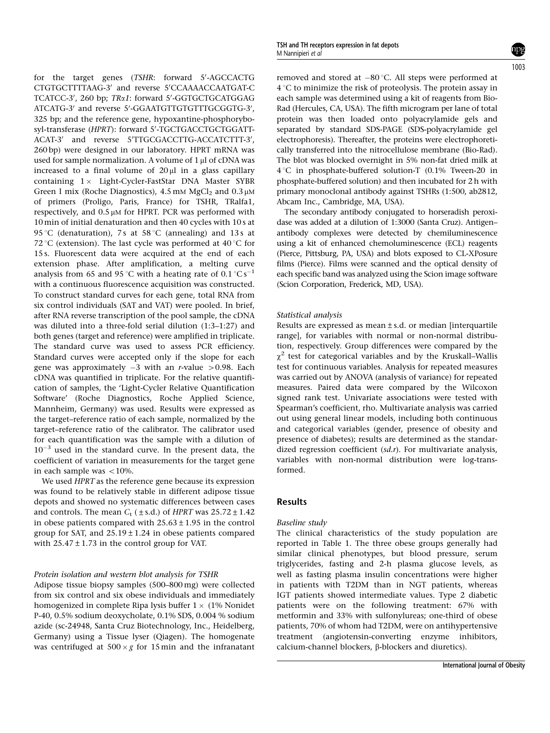for the target genes (*TSHR*: forward 5′-AGCCACTG CTGTGCTTTTAAG-3′ and reverse 5′CCAAAACCAATGAT-C TCATCC-3′, 260 bp; *TRα1*: forward 5′-GGTGCTGCATGGAG ATCATG-3′ and reverse 5′-GGAATGTTGTGTTTGCGGTG-3′, 325 bp; and the reference gene, hypoxantine-phosphorybosyl-transferase (*HPRT*): forward 5′-TGCTGACCTGCTGGATT-ACAT-3′ and reverse 5′TTGCGACCTTG-ACCATCTTT-3′, 260 bp) were designed in our laboratory. HPRT mRNA was used for sample normalization. A volume of 1 μl of cDNA was increased to a final volume of 20 μl in a glass capillary containing 1 × Light-Cycler-FastStar DNA Master SYBR Green I mix (Roche Diagnostics), 4.5 mM $MgCl_2$ and 0.3 μM of primers (Proligo, Paris, France) for TSHR, TRalfa1, respectively, and 0.5 μM for HPRT. PCR was performed with 10 min of initial denaturation and then 40 cycles with 10 s at 95 °C (denaturation), 7 s at 58 °C (annealing) and 13 s at 72 °C (extension). The last cycle was performed at 40 °C for 15 s. Fluorescent data were acquired at the end of each extension phase. After amplification, a melting curve analysis from 65 and 95 °C with a heating rate of 0.1 °C $s^{-1}$ with a continuous fluorescence acquisition was constructed. To construct standard curves for each gene, total RNA from six control individuals (SAT and VAT) were pooled. In brief, after RNA reverse transcription of the pool sample, the cDNA was diluted into a three-fold serial dilution (1:3–1:27) and both genes (target and reference) were amplified in triplicate. The standard curve was used to assess PCR efficiency. Standard curves were accepted only if the slope for each gene was approximately −3 with an *r*-value >0.98. Each cDNA was quantified in triplicate. For the relative quantification of samples, the 'Light-Cycler Relative Quantification Software' (Roche Diagnostics, Roche Applied Science, Mannheim, Germany) was used. Results were expressed as the target–reference ratio of each sample, normalized by the target–reference ratio of the calibrator. The calibrator used for each quantification was the sample with a dilution of $10^{-3}$ used in the standard curve. In the present data, the coefficient of variation in measurements for the target gene in each sample was <10%.

We used *HPRT* as the reference gene because its expression was found to be relatively stable in different adipose tissue depots and showed no systematic differences between cases and controls. The mean $C_t$ (± s.d.) of *HPRT* was 25.72 ± 1.42 in obese patients compared with 25.63 ± 1.95 in the control group for SAT, and 25.19 ± 1.24 in obese patients compared with 25.47 ± 1.73 in the control group for VAT.

### *Protein isolation and western blot analysis for TSHR*

Adipose tissue biopsy samples (500–800 mg) were collected from six control and six obese individuals and immediately homogenized in complete Ripa lysis buffer 1 × (1% Nonidet P-40, 0.5% sodium deoxycholate, 0.1% SDS, 0.004 % sodium azide (sc-24948, Santa Cruz Biotechnology, Inc., Heidelberg, Germany) using a Tissue lyser (Qiagen). The homogenate was centrifuged at 500 × *g* for 15 min and the infranatant removed and stored at −80 °C. All steps were performed at 4 °C to minimize the risk of proteolysis. The protein assay in each sample was determined using a kit of reagents from Bio-Rad (Hercules, CA, USA). The fifth microgram per lane of total protein was then loaded onto polyacrylamide gels and separated by standard SDS-PAGE (SDS-polyacrylamide gel electrophoresis). Thereafter, the proteins were electrophoretically transferred into the nitrocellulose membrane (Bio-Rad). The blot was blocked overnight in 5% non-fat dried milk at 4 °C in phosphate-buffered solution-T (0.1% Tween-20 in phosphate-buffered solution) and then incubated for 2 h with primary monoclonal antibody against TSHRs (1:500, ab2812, Abcam Inc., Cambridge, MA, USA).

The secondary antibody conjugated to horseradish peroxidase was added at a dilution of 1:3000 (Santa Cruz). Antigen–antibody complexes were detected by chemiluminescence using a kit of enhanced chemoluminescence (ECL) reagents (Pierce, Pittsburg, PA, USA) and blots exposed to CL-XPosure films (Pierce). Films were scanned and the optical density of each specific band was analyzed using the Scion image software (Scion Corporation, Frederick, MD, USA).

### *Statistical analysis*

Results are expressed as mean ± s.d. or median [interquartile range], for variables with normal or non-normal distribution, respectively. Group differences were compared by the $\chi^2$ test for categorical variables and by the Kruskall–Wallis test for continuous variables. Analysis for repeated measures was carried out by ANOVA (analysis of variance) for repeated measures. Paired data were compared by the Wilcoxon signed rank test. Univariate associations were tested with Spearman's coefficient, rho. Multivariate analysis was carried out using general linear models, including both continuous and categorical variables (gender, presence of obesity and presence of diabetes); results are determined as the standardized regression coefficient (*sd.r*). For multivariate analysis, variables with non-normal distribution were log-transformed.

## Results

### *Baseline study*

The clinical characteristics of the study population are reported in Table 1. The three obese groups generally had similar clinical phenotypes, but blood pressure, serum triglycerides, fasting and 2-h plasma glucose levels, as well as fasting plasma insulin concentrations were higher in patients with T2DM than in NGT patients, whereas IGT patients showed intermediate values. Type 2 diabetic patients were on the following treatment: 67% with metformin and 33% with sulfonylureas; one-third of obese patients, 70% of whom had T2DM, were on antihypertensive treatment (angiotensin-converting enzyme inhibitors, calcium-channel blockers, β-blockers and diuretics).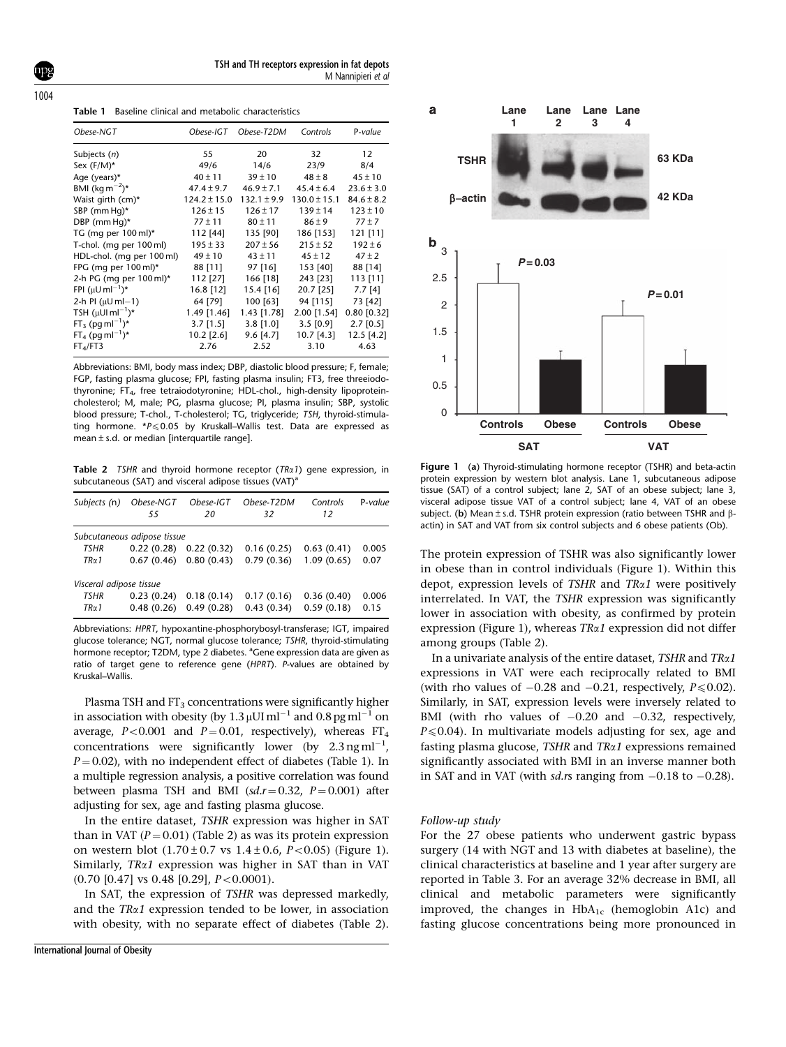**Table 1** Baseline clinical and metabolic characteristics

| Obese-NGT | Obese-IGT | Obese-T2DM | Controls | P-value | |
|---|---|---|---|---|---|
| Subjects (n) | 55 | 20 | 32 | 12 | |
| Sex (F/M)* | 49/6 | 14/6 | 23/9 | 8/4 | |
| Age (years)* | 40 ± 11 | 39 ± 10 | 48 ± 8 | 45 ± 10 | |
| BMI (kg m$^{-2}$)* | 47.4 ± 9.7 | 46.9 ± 7.1 | 45.4 ± 6.4 | 23.6 ± 3.0 | |
| Waist girth (cm)* | 124.2 ± 15.0 | 132.1 ± 9.9 | 130.0 ± 15.1 | 84.6 ± 8.2 | |
| SBP (mm Hg)* | 126 ± 15 | 126 ± 17 | 139 ± 14 | 123 ± 10 | |
| DBP (mm Hg)* | 77 ± 11 | 80 ± 11 | 86 ± 9 | 77 ± 7 | |
| TG (mg per 100 ml)* | 112 [44] | 135 [90] | 186 [153] | 121 [11] | |
| T-chol. (mg per 100 ml) | 195 ± 33 | 207 ± 56 | 215 ± 52 | 192 ± 6 | |
| HDL-chol. (mg per 100 ml) | 49 ± 10 | 43 ± 11 | 45 ± 12 | 47 ± 2 | |
| FPG (mg per 100 ml)* | 88 [11] | 97 [16] | 153 [40] | 88 [14] | |
| 2-h PG (mg per 100 ml)* | 112 [27] | 166 [18] | 243 [23] | 113 [11] | |
| FPI (μU ml$^{-1}$)* | 16.8 [12] | 15.4 [16] | 20.7 [25] | 7.7 [4] | |
| 2-h PI (μU ml−1) | 64 [79] | 100 [63] | 94 [115] | 73 [42] | |
| TSH (μUI ml$^{-1}$)* | 1.49 [1.46] | 1.43 [1.78] | 2.00 [1.54] | 0.80 [0.32] | |
| $FT_3$ (pg ml$^{-1}$)* | 3.7 [1.5] | 3.8 [1.0] | 3.5 [0.9] | 2.7 [0.5] | |
| $FT_4$ (pg ml$^{-1}$)* | 10.2 [2.6] | 9.6 [4.7] | 10.7 [4.3] | 12.5 [4.2] | |
| $FT_4$/FT3 | 2.76 | 2.52 | 3.10 | 4.63 | |

Abbreviations: BMI, body mass index; DBP, diastolic blood pressure; F, female; FGP, fasting plasma glucose; FPI, fasting plasma insulin; FT3, free threeiodothyronine; $FT_4$, free tetraiodotyronine; HDL-chol., high-density lipoprotein-cholesterol; M, male; PG, plasma glucose; PI, plasma insulin; SBP, systolic blood pressure; T-chol., T-cholesterol; TG, triglyceride; TSH, thyroid-stimulating hormone. *$P \leqslant 0.05$ by Kruskal–Wallis test. Data are expressed as mean ± s.d. or median [interquartile range].

**Table 2** *TSHR* and thyroid hormone receptor (*TRα1*) gene expression, in subcutaneous (SAT) and visceral adipose tissues (VAT)[a]

| Subjects (n) | Obese-NGT 55 | Obese-IGT 20 | Obese-T2DM 32 | Controls 12 | P-value |
|---|---|---|---|---|---|
| *Subcutaneous adipose tissue* | | | | | |
| *TSHR* | 0.22 (0.28) | 0.22 (0.32) | 0.16 (0.25) | 0.63 (0.41) | 0.005 |
| *TRα1* | 0.67 (0.46) | 0.80 (0.43) | 0.79 (0.36) | 1.09 (0.65) | 0.07 |
| *Visceral adipose tissue* | | | | | |
| *TSHR* | 0.23 (0.24) | 0.18 (0.14) | 0.17 (0.16) | 0.36 (0.40) | 0.006 |
| *TRα1* | 0.48 (0.26) | 0.49 (0.28) | 0.43 (0.34) | 0.59 (0.18) | 0.15 |

Abbreviations: *HPRT*, hypoxantine-phosphorybosyl-transferase; IGT, impaired glucose tolerance; NGT, normal glucose tolerance; *TSHR*, thyroid-stimulating hormone receptor; T2DM, type 2 diabetes. [a]Gene expression data are given as ratio of target gene to reference gene (*HPRT*). *P*-values are obtained by Kruskal–Wallis.

Plasma TSH and $FT_3$ concentrations were significantly higher in association with obesity (by 1.3 μUI ml$^{-1}$ and 0.8 pg ml$^{-1}$ on average, $P<0.001$ and $P=0.01$, respectively), whereas $FT_4$ concentrations were significantly lower (by 2.3 ng ml$^{-1}$, $P=0.02$), with no independent effect of diabetes (Table 1). In a multiple regression analysis, a positive correlation was found between plasma TSH and BMI (*sd.r* = 0.32, $P=0.001$) after adjusting for sex, age and fasting plasma glucose.

In the entire dataset, *TSHR* expression was higher in SAT than in VAT ($P=0.01$) (Table 2) as was its protein expression on western blot (1.70 ± 0.7 vs 1.4 ± 0.6, $P<0.05$) (Figure 1). Similarly, *TRα1* expression was higher in SAT than in VAT (0.70 [0.47] vs 0.48 [0.29], $P<0.0001$).

In SAT, the expression of *TSHR* was depressed markedly, and the *TRα1* expression tended to be lower, in association with obesity, with no separate effect of diabetes (Table 2).

**Figure 1** (**a**) Thyroid-stimulating hormone receptor (TSHR) and beta-actin protein expression by western blot analysis. Lane 1, subcutaneous adipose tissue (SAT) of a control subject; lane 2, SAT of an obese subject; lane 3, visceral adipose tissue VAT of a control subject; lane 4, VAT of an obese subject. (**b**) Mean ± s.d. TSHR protein expression (ratio between TSHR and β-actin) in SAT and VAT from six control subjects and 6 obese patients (Ob).

The protein expression of TSHR was also significantly lower in obese than in control individuals (Figure 1). Within this depot, expression levels of *TSHR* and *TRα1* were positively interrelated. In VAT, the *TSHR* expression was significantly lower in association with obesity, as confirmed by protein expression (Figure 1), whereas *TRα1* expression did not differ among groups (Table 2).

In a univariate analysis of the entire dataset, *TSHR* and *TRα1* expressions in VAT were each reciprocally related to BMI (with rho values of −0.28 and −0.21, respectively, $P \leqslant 0.02$). Similarly, in SAT, expression levels were inversely related to BMI (with rho values of −0.20 and −0.32, respectively, $P \leqslant 0.04$). In multivariate models adjusting for sex, age and fasting plasma glucose, *TSHR* and *TRα1* expressions remained significantly associated with BMI in an inverse manner both in SAT and in VAT (with *sd.r*s ranging from −0.18 to −0.28).

### Follow-up study

For the 27 obese patients who underwent gastric bypass surgery (14 with NGT and 13 with diabetes at baseline), the clinical characteristics at baseline and 1 year after surgery are reported in Table 3. For an average 32% decrease in BMI, all clinical and metabolic parameters were significantly improved, the changes in $HbA_{1c}$ (hemoglobin A1c) and fasting glucose concentrations being more pronounced in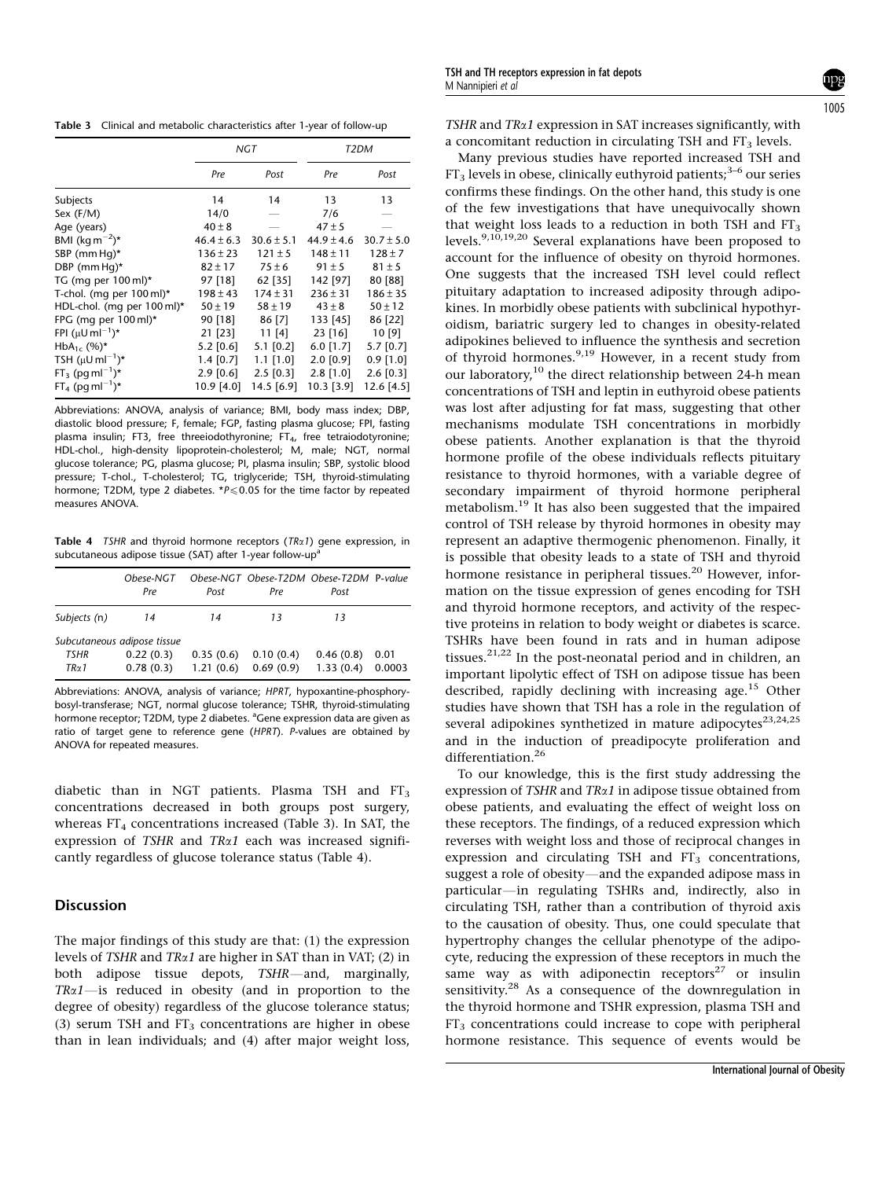**Table 3** Clinical and metabolic characteristics after 1-year of follow-up

| | NGT | | T2DM | |
|---|---|---|---|---|
| | Pre | Post | Pre | Post |
| Subjects | 14 | 14 | 13 | 13 |
| Sex (F/M) | 14/0 | — | 7/6 | — |
| Age (years) | 40 ± 8 | — | 47 ± 5 | — |
| BMI (kg m$^{-2}$)* | 46.4 ± 6.3 | 30.6 ± 5.1 | 44.9 ± 4.6 | 30.7 ± 5.0 |
| SBP (mm Hg)* | 136 ± 23 | 121 ± 5 | 148 ± 11 | 128 ± 7 |
| DBP (mm Hg)* | 82 ± 17 | 75 ± 6 | 91 ± 5 | 81 ± 5 |
| TG (mg per 100 ml)* | 97 [18] | 62 [35] | 142 [97] | 80 [88] |
| T-chol. (mg per 100 ml)* | 198 ± 43 | 174 ± 31 | 236 ± 31 | 186 ± 35 |
| HDL-chol. (mg per 100 ml)* | 50 ± 19 | 58 ± 19 | 43 ± 8 | 50 ± 12 |
| FPG (mg per 100 ml)* | 90 [18] | 86 [7] | 133 [45] | 86 [22] |
| FPI (μU ml$^{-1}$)* | 21 [23] | 11 [4] | 23 [16] | 10 [9] |
| $HbA_{1c}$ (%)* | 5.2 [0.6] | 5.1 [0.2] | 6.0 [1.7] | 5.7 [0.7] |
| TSH (μU ml$^{-1}$)* | 1.4 [0.7] | 1.1 [1.0] | 2.0 [0.9] | 0.9 [1.0] |
| $FT_3$ (pg ml$^{-1}$)* | 2.9 [0.6] | 2.5 [0.3] | 2.8 [1.0] | 2.6 [0.3] |
| $FT_4$ (pg ml$^{-1}$)* | 10.9 [4.0] | 14.5 [6.9] | 10.3 [3.9] | 12.6 [4.5] |

Abbreviations: ANOVA, analysis of variance; BMI, body mass index; DBP, diastolic blood pressure; F, female; FGP, fasting plasma glucose; FPI, fasting plasma insulin; FT3, free threeiodothyronine; $FT_4$, free tetraiodotyronine; HDL-chol., high-density lipoprotein-cholesterol; M, male; NGT, normal glucose tolerance; PG, plasma glucose; PI, plasma insulin; SBP, systolic blood pressure; T-chol., T-cholesterol; TG, triglyceride; TSH, thyroid-stimulating hormone; T2DM, type 2 diabetes. *$P \leqslant 0.05$ for the time factor by repeated measures ANOVA.

**Table 4** *TSHR* and thyroid hormone receptors (*TRα1*) gene expression, in subcutaneous adipose tissue (SAT) after 1-year follow-up[a]

| | Obese-NGT Pre | Obese-NGT Post | Obese-T2DM Pre | Obese-T2DM Post | P-value |
|---|---|---|---|---|---|
| Subjects (n) | 14 | 14 | 13 | 13 | |
| *Subcutaneous adipose tissue* | | | | | |
| *TSHR* | 0.22 (0.3) | 0.35 (0.6) | 0.10 (0.4) | 0.46 (0.8) | 0.01 |
| *TRα1* | 0.78 (0.3) | 1.21 (0.6) | 0.69 (0.9) | 1.33 (0.4) | 0.0003 |

Abbreviations: ANOVA, analysis of variance; HPRT, hypoxantine-phosphorybosyl-transferase; NGT, normal glucose tolerance; TSHR, thyroid-stimulating hormone receptor; T2DM, type 2 diabetes. [a]Gene expression data are given as ratio of target gene to reference gene (*HPRT*). *P*-values are obtained by ANOVA for repeated measures.

diabetic than in NGT patients. Plasma TSH and $FT_3$ concentrations decreased in both groups post surgery, whereas $FT_4$ concentrations increased (Table 3). In SAT, the expression of *TSHR* and *TRα1* each was increased significantly regardless of glucose tolerance status (Table 4).

## Discussion

The major findings of this study are that: (1) the expression levels of *TSHR* and *TRα1* are higher in SAT than in VAT; (2) in both adipose tissue depots, *TSHR*—and, marginally, *TRα1*—is reduced in obesity (and in proportion to the degree of obesity) regardless of the glucose tolerance status; (3) serum TSH and $FT_3$ concentrations are higher in obese than in lean individuals; and (4) after major weight loss, *TSHR* and *TRα1* expression in SAT increases significantly, with a concomitant reduction in circulating TSH and $FT_3$ levels.

Many previous studies have reported increased TSH and $FT_3$ levels in obese, clinically euthyroid patients;[3–6] our series confirms these findings. On the other hand, this study is one of the few investigations that have unequivocally shown that weight loss leads to a reduction in both TSH and $FT_3$ levels.[9,10,19,20] Several explanations have been proposed to account for the influence of obesity on thyroid hormones. One suggests that the increased TSH level could reflect pituitary adaptation to increased adiposity through adipokines. In morbidly obese patients with subclinical hypothyroidism, bariatric surgery led to changes in obesity-related adipokines believed to influence the synthesis and secretion of thyroid hormones.[9,19] However, in a recent study from our laboratory,[10] the direct relationship between 24-h mean concentrations of TSH and leptin in euthyroid obese patients was lost after adjusting for fat mass, suggesting that other mechanisms modulate TSH concentrations in morbidly obese patients. Another explanation is that the thyroid hormone profile of the obese individuals reflects pituitary resistance to thyroid hormones, with a variable degree of secondary impairment of thyroid hormone peripheral metabolism.[19] It has also been suggested that the impaired control of TSH release by thyroid hormones in obesity may represent an adaptive thermogenic phenomenon. Finally, it is possible that obesity leads to a state of TSH and thyroid hormone resistance in peripheral tissues.[20] However, information on the tissue expression of genes encoding for TSH and thyroid hormone receptors, and activity of the respective proteins in relation to body weight or diabetes is scarce. TSHRs have been found in rats and in human adipose tissues.[21,22] In the post-neonatal period and in children, an important lipolytic effect of TSH on adipose tissue has been described, rapidly declining with increasing age.[15] Other studies have shown that TSH has a role in the regulation of several adipokines synthetized in mature adipocytes[23,24,25] and in the induction of preadipocyte proliferation and differentiation.[26]

To our knowledge, this is the first study addressing the expression of *TSHR* and *TRα1* in adipose tissue obtained from obese patients, and evaluating the effect of weight loss on these receptors. The findings, of a reduced expression which reverses with weight loss and those of reciprocal changes in expression and circulating TSH and $FT_3$ concentrations, suggest a role of obesity—and the expanded adipose mass in particular—in regulating TSHRs and, indirectly, also in circulating TSH, rather than a contribution of thyroid axis to the causation of obesity. Thus, one could speculate that hypertrophy changes the cellular phenotype of the adipocyte, reducing the expression of these receptors in much the same way as with adiponectin receptors[27] or insulin sensitivity.[28] As a consequence of the downregulation in the thyroid hormone and TSHR expression, plasma TSH and $FT_3$ concentrations could increase to cope with peripheral hormone resistance. This sequence of events would be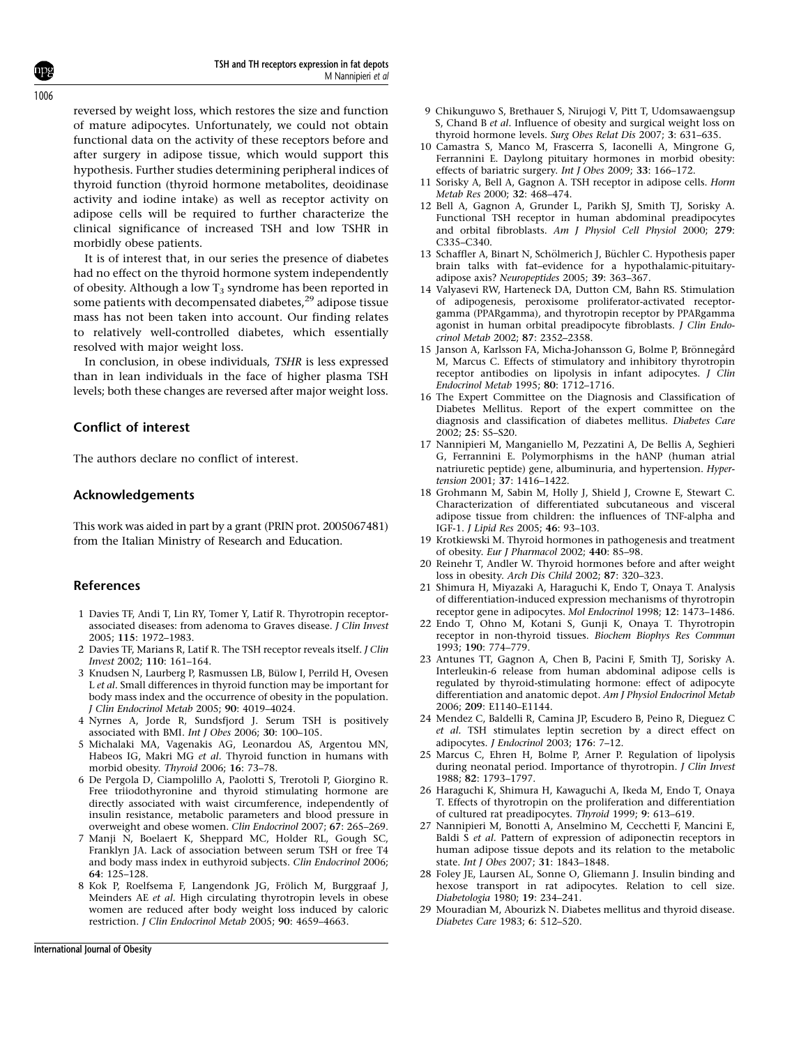reversed by weight loss, which restores the size and function of mature adipocytes. Unfortunately, we could not obtain functional data on the activity of these receptors before and after surgery in adipose tissue, which would support this hypothesis. Further studies determining peripheral indices of thyroid function (thyroid hormone metabolites, deoidinase activity and iodine intake) as well as receptor activity on adipose cells will be required to further characterize the clinical significance of increased TSH and low TSHR in morbidly obese patients.

It is of interest that, in our series the presence of diabetes had no effect on the thyroid hormone system independently of obesity. Although a low $T_3$ syndrome has been reported in some patients with decompensated diabetes,[29] adipose tissue mass has not been taken into account. Our finding relates to relatively well-controlled diabetes, which essentially resolved with major weight loss.

In conclusion, in obese individuals, *TSHR* is less expressed than in lean individuals in the face of higher plasma TSH levels; both these changes are reversed after major weight loss.

## Conflict of interest

The authors declare no conflict of interest.

## Acknowledgements

This work was aided in part by a grant (PRIN prot. 2005067481) from the Italian Ministry of Research and Education.

## References

1 Davies TF, Andi T, Lin RY, Tomer Y, Latif R. Thyrotropin receptor-associated diseases: from adenoma to Graves disease. *J Clin Invest* 2005; **115**: 1972–1983.

2 Davies TF, Marians R, Latif R. The TSH receptor reveals itself. *J Clin Invest* 2002; **110**: 161–164.

3 Knudsen N, Laurberg P, Rasmussen LB, Bülow I, Perrild H, Ovesen L *et al*. Small differences in thyroid function may be important for body mass index and the occurrence of obesity in the population. *J Clin Endocrinol Metab* 2005; **90**: 4019–4024.

4 Nyrnes A, Jorde R, Sundsfjord J. Serum TSH is positively associated with BMI. *Int J Obes* 2006; **30**: 100–105.

5 Michalaki MA, Vagenakis AG, Leonardou AS, Argentou MN, Habeos IG, Makri MG *et al*. Thyroid function in humans with morbid obesity. *Thyroid* 2006; **16**: 73–78.

6 De Pergola D, Ciampolillo A, Paolotti S, Trerotoli P, Giorgino R. Free triiodothyronine and thyroid stimulating hormone are directly associated with waist circumference, independently of insulin resistance, metabolic parameters and blood pressure in overweight and obese women. *Clin Endocrinol* 2007; **67**: 265–269.

7 Manji N, Boelaert K, Sheppard MC, Holder RL, Gough SC, Franklyn JA. Lack of association between serum TSH or free T4 and body mass index in euthyroid subjects. *Clin Endocrinol* 2006; **64**: 125–128.

8 Kok P, Roelfsema F, Langendonk JG, Frölich M, Burggraaf J, Meinders AE *et al*. High circulating thyrotropin levels in obese women are reduced after body weight loss induced by caloric restriction. *J Clin Endocrinol Metab* 2005; **90**: 4659–4663.

9 Chikunguwo S, Brethauer S, Nirujogi V, Pitt T, Udomsawaengsup S, Chand B *et al*. Influence of obesity and surgical weight loss on thyroid hormone levels. *Surg Obes Relat Dis* 2007; **3**: 631–635.

10 Camastra S, Manco M, Frascerra S, Iaconelli A, Mingrone G, Ferrannini E. Daylong pituitary hormones in morbid obesity: effects of bariatric surgery. *Int J Obes* 2009; **33**: 166–172.

11 Sorisky A, Bell A, Gagnon A. TSH receptor in adipose cells. *Horm Metab Res* 2000; **32**: 468–474.

12 Bell A, Gagnon A, Grunder L, Parikh SJ, Smith TJ, Sorisky A. Functional TSH receptor in human abdominal preadipocytes and orbital fibroblasts. *Am J Physiol Cell Physiol* 2000; **279**: C335–C340.

13 Schaffler A, Binart N, Schölmerich J, Büchler C. Hypothesis paper brain talks with fat–evidence for a hypothalamic-pituitary-adipose axis? *Neuropeptides* 2005; **39**: 363–367.

14 Valyasevi RW, Harteneck DA, Dutton CM, Bahn RS. Stimulation of adipogenesis, peroxisome proliferator-activated receptor-gamma (PPARgamma), and thyrotropin receptor by PPARgamma agonist in human orbital preadipocyte fibroblasts. *J Clin Endocrinol Metab* 2002; **87**: 2352–2358.

15 Janson A, Karlsson FA, Micha-Johansson G, Bolme P, Brönnegård M, Marcus C. Effects of stimulatory and inhibitory thyrotropin receptor antibodies on lipolysis in infant adipocytes. *J Clin Endocrinol Metab* 1995; **80**: 1712–1716.

16 The Expert Committee on the Diagnosis and Classification of Diabetes Mellitus. Report of the expert committee on the diagnosis and classification of diabetes mellitus. *Diabetes Care* 2002; **25**: S5–S20.

17 Nannipieri M, Manganiello M, Pezzatini A, De Bellis A, Seghieri G, Ferrannini E. Polymorphisms in the hANP (human atrial natriuretic peptide) gene, albuminuria, and hypertension. *Hypertension* 2001; **37**: 1416–1422.

18 Grohmann M, Sabin M, Holly J, Shield J, Crowne E, Stewart C. Characterization of differentiated subcutaneous and visceral adipose tissue from children: the influences of TNF-alpha and IGF-1. *J Lipid Res* 2005; **46**: 93–103.

19 Krotkiewski M. Thyroid hormones in pathogenesis and treatment of obesity. *Eur J Pharmacol* 2002; **440**: 85–98.

20 Reinehr T, Andler W. Thyroid hormones before and after weight loss in obesity. *Arch Dis Child* 2002; **87**: 320–323.

21 Shimura H, Miyazaki A, Haraguchi K, Endo T, Onaya T. Analysis of differentiation-induced expression mechanisms of thyrotropin receptor gene in adipocytes. *Mol Endocrinol* 1998; **12**: 1473–1486.

22 Endo T, Ohno M, Kotani S, Gunji K, Onaya T. Thyrotropin receptor in non-thyroid tissues. *Biochem Biophys Res Commun* 1993; **190**: 774–779.

23 Antunes TT, Gagnon A, Chen B, Pacini F, Smith TJ, Sorisky A. Interleukin-6 release from human abdominal adipose cells is regulated by thyroid-stimulating hormone: effect of adipocyte differentiation and anatomic depot. *Am J Physiol Endocrinol Metab* 2006; **209**: E1140–E1144.

24 Mendez C, Baldelli R, Camina JP, Escudero B, Peino R, Dieguez C *et al*. TSH stimulates leptin secretion by a direct effect on adipocytes. *J Endocrinol* 2003; **176**: 7–12.

25 Marcus C, Ehren H, Bolme P, Arner P. Regulation of lipolysis during neonatal period. Importance of thyrotropin. *J Clin Invest* 1988; **82**: 1793–1797.

26 Haraguchi K, Shimura H, Kawaguchi A, Ikeda M, Endo T, Onaya T. Effects of thyrotropin on the proliferation and differentiation of cultured rat preadipocytes. *Thyroid* 1999; **9**: 613–619.

27 Nannipieri M, Bonotti A, Anselmino M, Cecchetti F, Mancini E, Baldi S *et al*. Pattern of expression of adiponectin receptors in human adipose tissue depots and its relation to the metabolic state. *Int J Obes* 2007; **31**: 1843–1848.

28 Foley JE, Laursen AL, Sonne O, Gliemann J. Insulin binding and hexose transport in rat adipocytes. Relation to cell size. *Diabetologia* 1980; **19**: 234–241.

29 Mouradian M, Abourizk N. Diabetes mellitus and thyroid disease. *Diabetes Care* 1983; **6**: 512–520.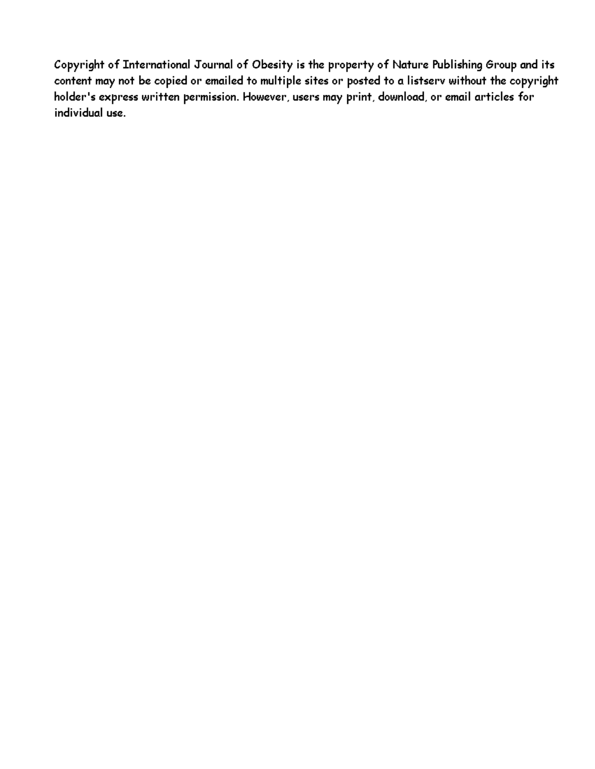Copyright of International Journal of Obesity is the property of Nature Publishing Group and its content may not be copied or emailed to multiple sites or posted to a listserv without the copyright holder's express written permission. However, users may print, download, or email articles for individual use.